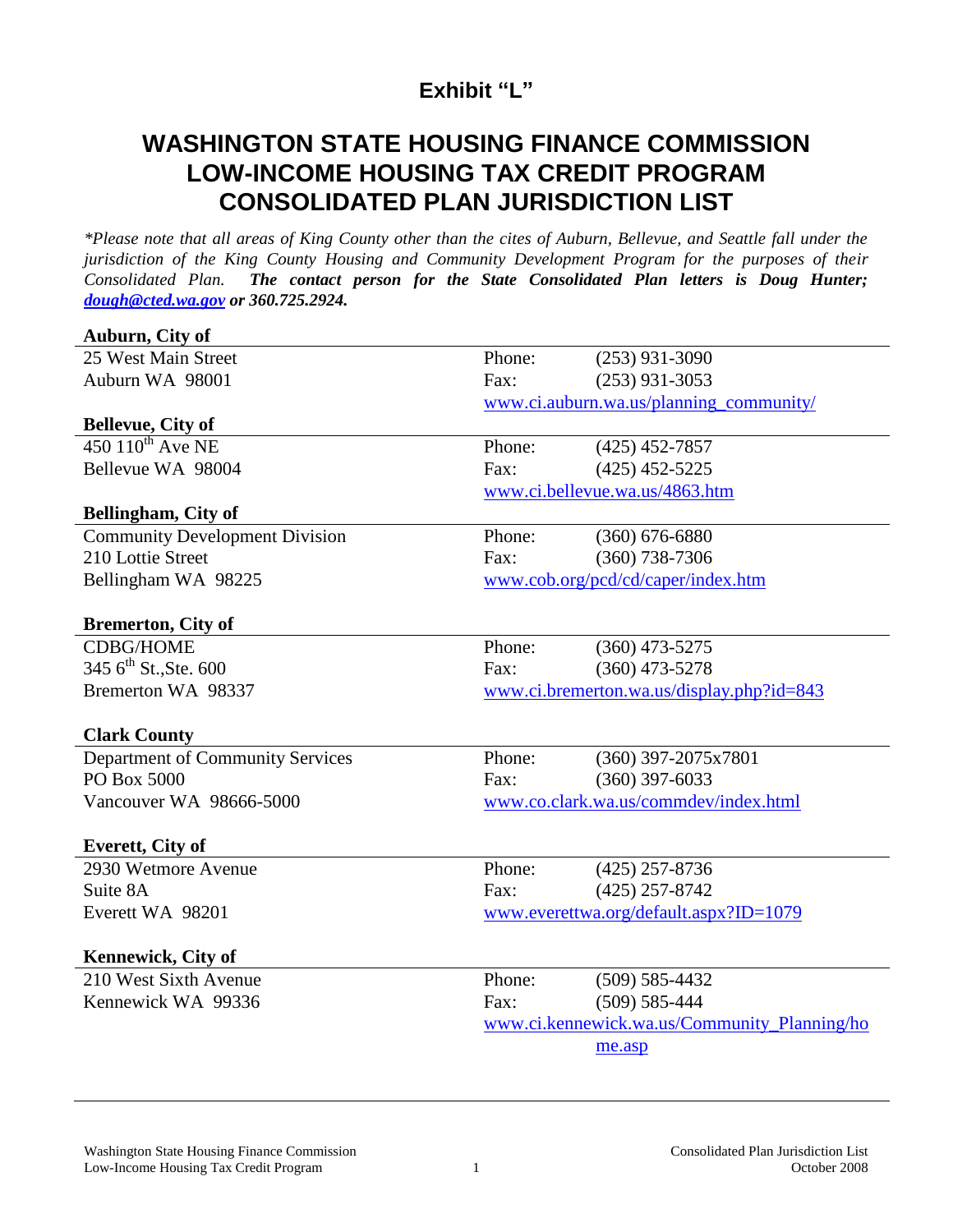## Exhibit "L"

# WASHINGTON STATE HOUSING FINANCE COMMISSION LOW-INCOME HOUSING TAX CREDIT PROGRAM CONSOLIDATED PLAN JURISDICTION LIST

*\*Please note that all areas of King County other than the cites of Auburn, Bellevue, and Seattle fall under the jurisdiction of the King County Housing and Community Development Program for the purposes of their Consolidated Plan.* ***The contact person for the State Consolidated Plan letters is Doug Hunter; dough@cted.wa.gov or 360.725.2924.***

**Auburn, City of**

25 West Main Street
Auburn WA 98001

Phone: (253) 931-3090
Fax: (253) 931-3053
www.ci.auburn.wa.us/planning_community/

**Bellevue, City of**

450 110th Ave NE
Bellevue WA 98004

Phone: (425) 452-7857
Fax: (425) 452-5225
www.ci.bellevue.wa.us/4863.htm

**Bellingham, City of**

Community Development Division
210 Lottie Street
Bellingham WA 98225

Phone: (360) 676-6880
Fax: (360) 738-7306
www.cob.org/pcd/cd/caper/index.htm

**Bremerton, City of**

CDBG/HOME
345 6th St.,Ste. 600
Bremerton WA 98337

Phone: (360) 473-5275
Fax: (360) 473-5278
www.ci.bremerton.wa.us/display.php?id=843

**Clark County**

Department of Community Services
PO Box 5000
Vancouver WA 98666-5000

Phone: (360) 397-2075x7801
Fax: (360) 397-6033
www.co.clark.wa.us/commdev/index.html

**Everett, City of**

2930 Wetmore Avenue
Suite 8A
Everett WA 98201

Phone: (425) 257-8736
Fax: (425) 257-8742
www.everettwa.org/default.aspx?ID=1079

**Kennewick, City of**

210 West Sixth Avenue
Kennewick WA 99336

Phone: (509) 585-4432
Fax: (509) 585-444
www.ci.kennewick.wa.us/Community_Planning/home.asp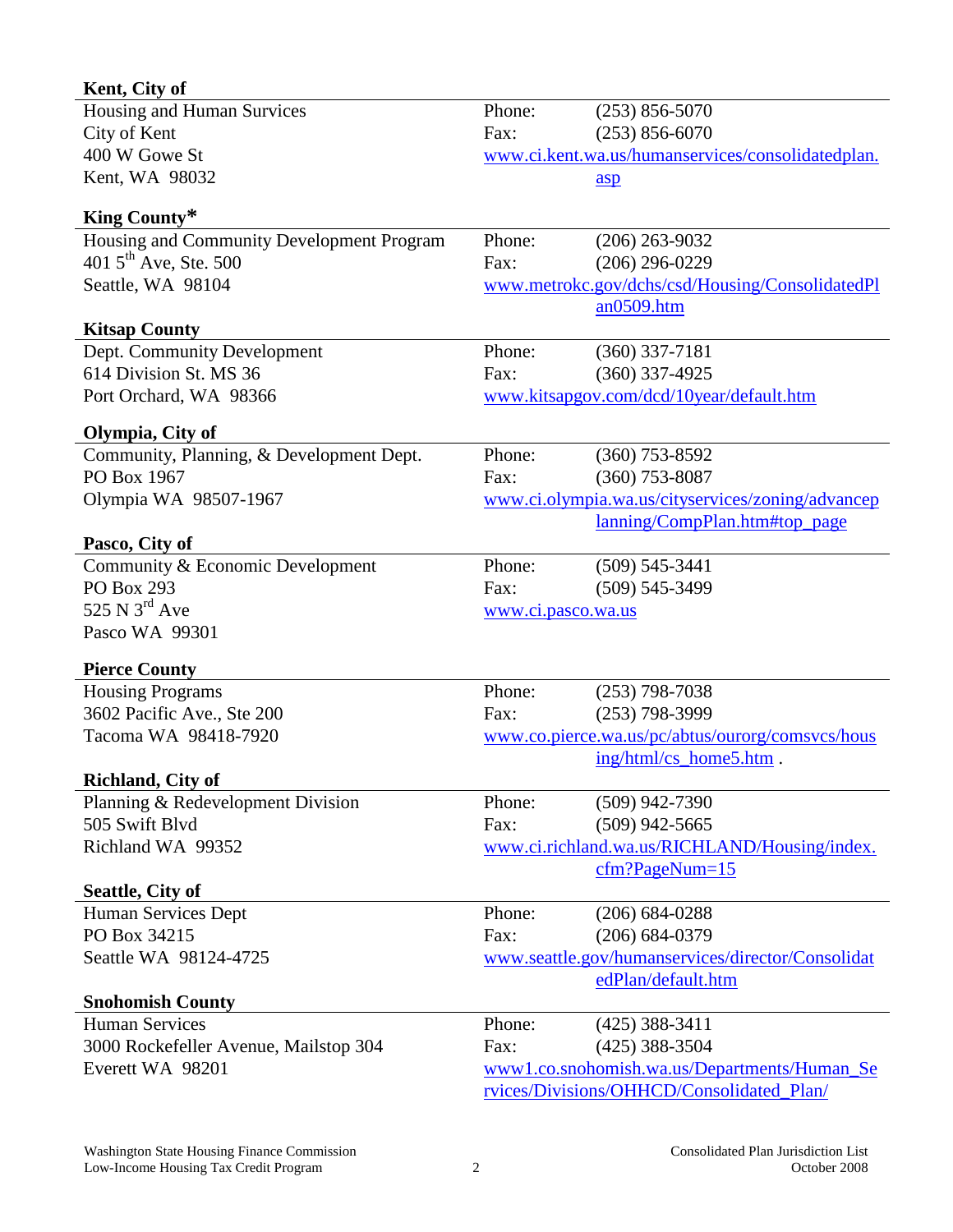**Kent, City of**

| | |
|---|---|
| Housing and Human Survices | Phone: (253) 856-5070 |
| City of Kent | Fax: (253) 856-6070 |
| 400 W Gowe St | www.ci.kent.wa.us/humanservices/consolidatedplan.asp |
| Kent, WA 98032 | |

**King County***

| | |
|---|---|
| Housing and Community Development Program | Phone: (206) 263-9032 |
| 401 5th Ave, Ste. 500 | Fax: (206) 296-0229 |
| Seattle, WA 98104 | www.metrokc.gov/dchs/csd/Housing/ConsolidatedPlan0509.htm |

**Kitsap County**

| | |
|---|---|
| Dept. Community Development | Phone: (360) 337-7181 |
| 614 Division St. MS 36 | Fax: (360) 337-4925 |
| Port Orchard, WA 98366 | www.kitsapgov.com/dcd/10year/default.htm |

**Olympia, City of**

| | |
|---|---|
| Community, Planning, & Development Dept. | Phone: (360) 753-8592 |
| PO Box 1967 | Fax: (360) 753-8087 |
| Olympia WA 98507-1967 | www.ci.olympia.wa.us/cityservices/zoning/advanceplanning/CompPlan.htm#top_page |

**Pasco, City of**

| | |
|---|---|
| Community & Economic Development | Phone: (509) 545-3441 |
| PO Box 293 | Fax: (509) 545-3499 |
| 525 N 3rd Ave | www.ci.pasco.wa.us |
| Pasco WA 99301 | |

**Pierce County**

| | |
|---|---|
| Housing Programs | Phone: (253) 798-7038 |
| 3602 Pacific Ave., Ste 200 | Fax: (253) 798-3999 |
| Tacoma WA 98418-7920 | www.co.pierce.wa.us/pc/abtus/ourorg/comsvcs/housing/html/cs_home5.htm . |

**Richland, City of**

| | |
|---|---|
| Planning & Redevelopment Division | Phone: (509) 942-7390 |
| 505 Swift Blvd | Fax: (509) 942-5665 |
| Richland WA 99352 | www.ci.richland.wa.us/RICHLAND/Housing/index.cfm?PageNum=15 |

**Seattle, City of**

| | |
|---|---|
| Human Services Dept | Phone: (206) 684-0288 |
| PO Box 34215 | Fax: (206) 684-0379 |
| Seattle WA 98124-4725 | www.seattle.gov/humanservices/director/ConsolidatedPlan/default.htm |

**Snohomish County**

| | |
|---|---|
| Human Services | Phone: (425) 388-3411 |
| 3000 Rockefeller Avenue, Mailstop 304 | Fax: (425) 388-3504 |
| Everett WA 98201 | www1.co.snohomish.wa.us/Departments/Human_Services/Divisions/OHHCD/Consolidated_Plan/ |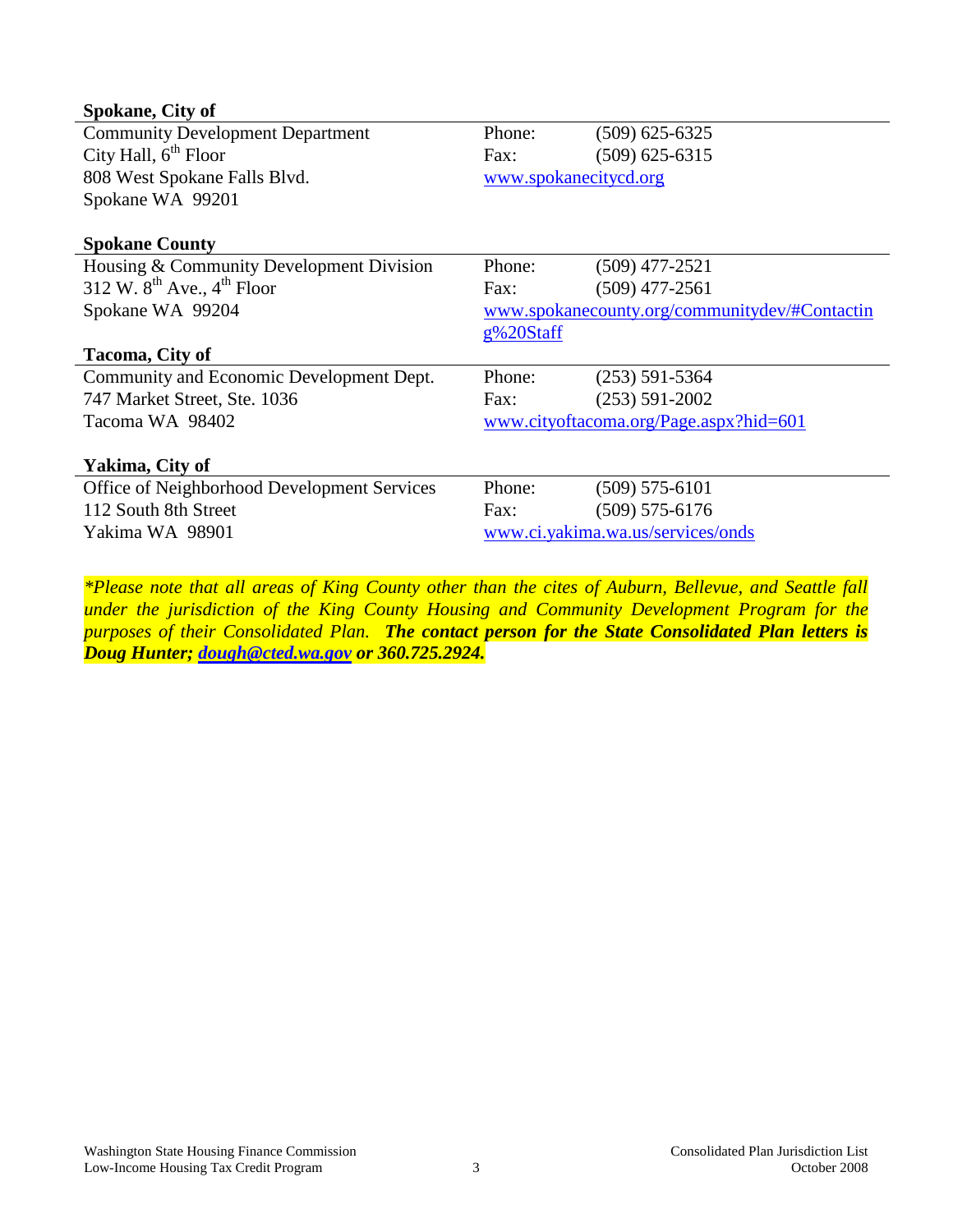**Spokane, City of**

| | |
|---|---|
| Community Development Department | Phone: (509) 625-6325 |
| City Hall, 6th Floor | Fax: (509) 625-6315 |
| 808 West Spokane Falls Blvd. | www.spokanecitycd.org |
| Spokane WA 99201 | |

**Spokane County**

| | |
|---|---|
| Housing & Community Development Division | Phone: (509) 477-2521 |
| 312 W. 8th Ave., 4th Floor | Fax: (509) 477-2561 |
| Spokane WA 99204 | www.spokanecounty.org/communitydev/#Contacting%20Staff |

**Tacoma, City of**

| | |
|---|---|
| Community and Economic Development Dept. | Phone: (253) 591-5364 |
| 747 Market Street, Ste. 1036 | Fax: (253) 591-2002 |
| Tacoma WA 98402 | www.cityoftacoma.org/Page.aspx?hid=601 |

**Yakima, City of**

| | |
|---|---|
| Office of Neighborhood Development Services | Phone: (509) 575-6101 |
| 112 South 8th Street | Fax: (509) 575-6176 |
| Yakima WA 98901 | www.ci.yakima.wa.us/services/onds |

*\*Please note that all areas of King County other than the cites of Auburn, Bellevue, and Seattle fall under the jurisdiction of the King County Housing and Community Development Program for the purposes of their Consolidated Plan.* ***The contact person for the State Consolidated Plan letters is Doug Hunter; dough@cted.wa.gov or 360.725.2924.***